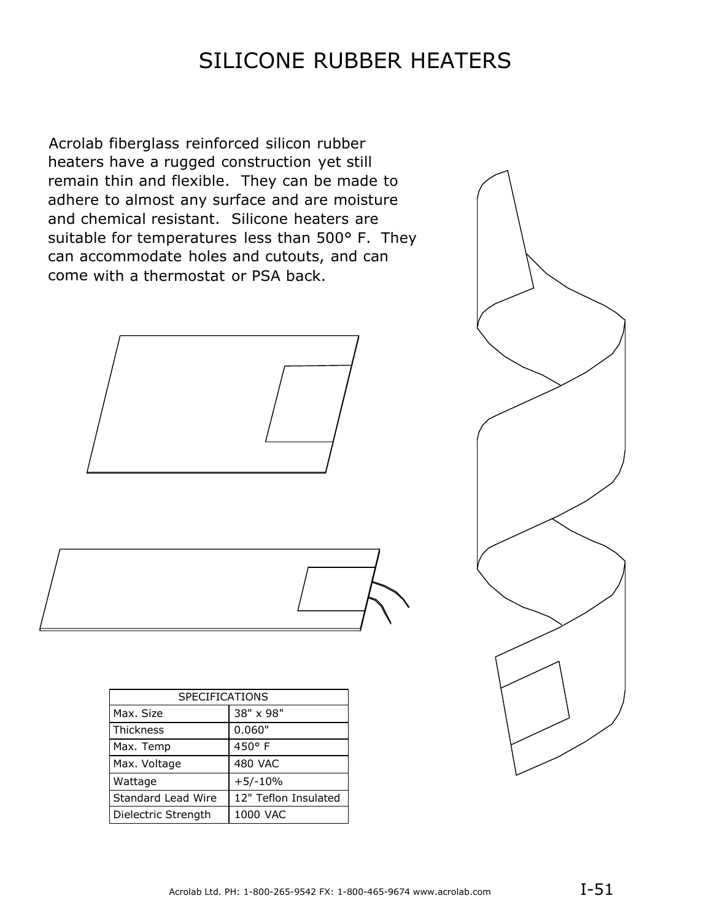# SILICONE RUBBER HEATERS

Acrolab fiberglass reinforced silicon rubber heaters have a rugged construction yet still remain thin and flexible. They can be made to adhere to almost any surface and are moisture and chemical resistant. Silicone heaters are suitable for temperatures less than 500° F. They can accommodate holes and cutouts, and can come with a thermostat or PSA back.

| SPECIFICATIONS | |
|---|---|
| Max. Size | 38" x 98" |
| Thickness | 0.060" |
| Max. Temp | 450° F |
| Max. Voltage | 480 VAC |
| Wattage | +5/-10% |
| Standard Lead Wire | 12" Teflon Insulated |
| Dielectric Strength | 1000 VAC |

Acrolab Ltd. PH: 1-800-265-9542 FX: 1-800-465-9674 www.acrolab.com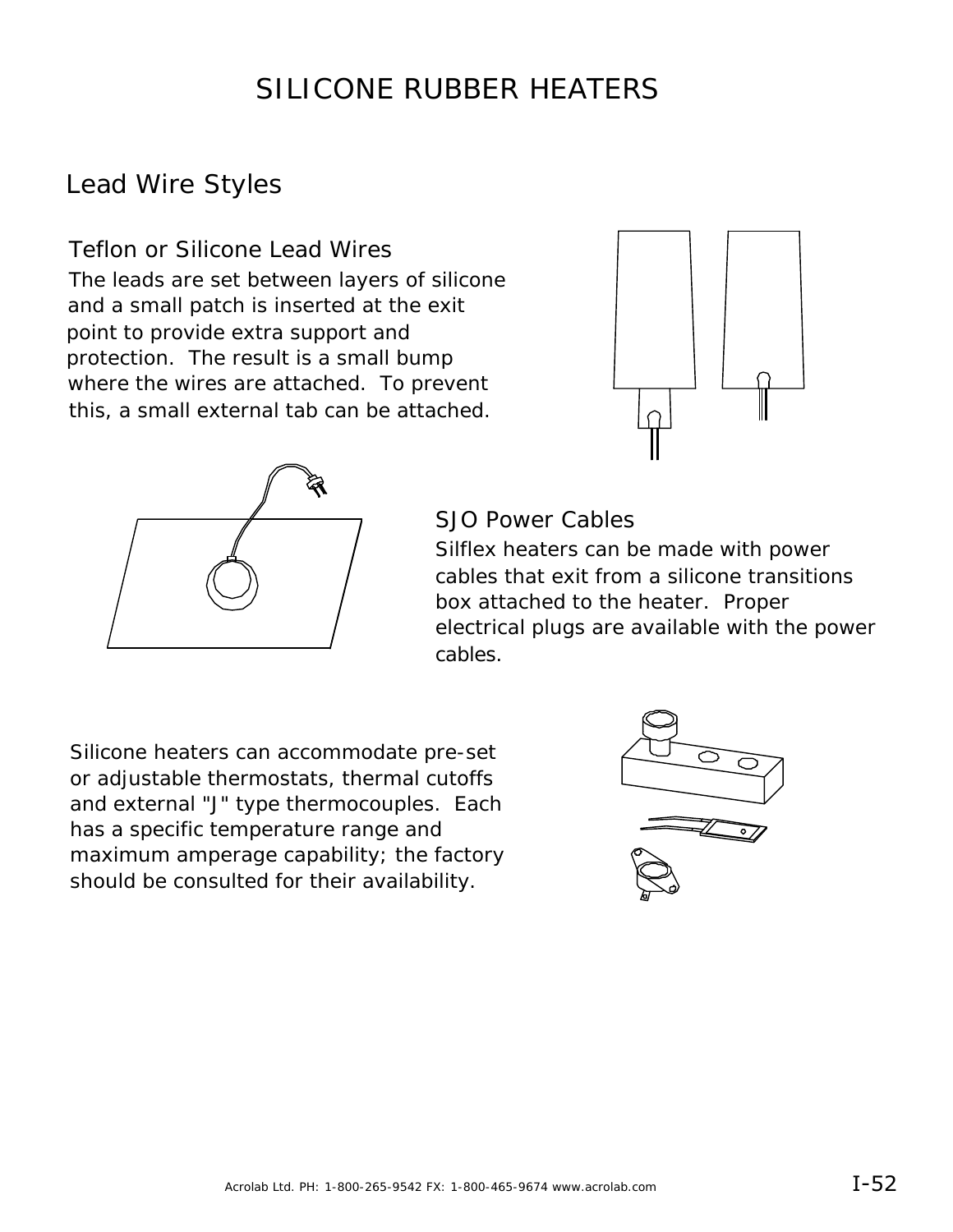# SILICONE RUBBER HEATERS

## Lead Wire Styles

### Teflon or Silicone Lead Wires

The leads are set between layers of silicone and a small patch is inserted at the exit point to provide extra support and protection. The result is a small bump where the wires are attached. To prevent this, a small external tab can be attached.

### SJO Power Cables

Silflex heaters can be made with power cables that exit from a silicone transitions box attached to the heater. Proper electrical plugs are available with the power cables.

Silicone heaters can accommodate pre-set or adjustable thermostats, thermal cutoffs and external "J" type thermocouples. Each has a specific temperature range and maximum amperage capability; the factory should be consulted for their availability.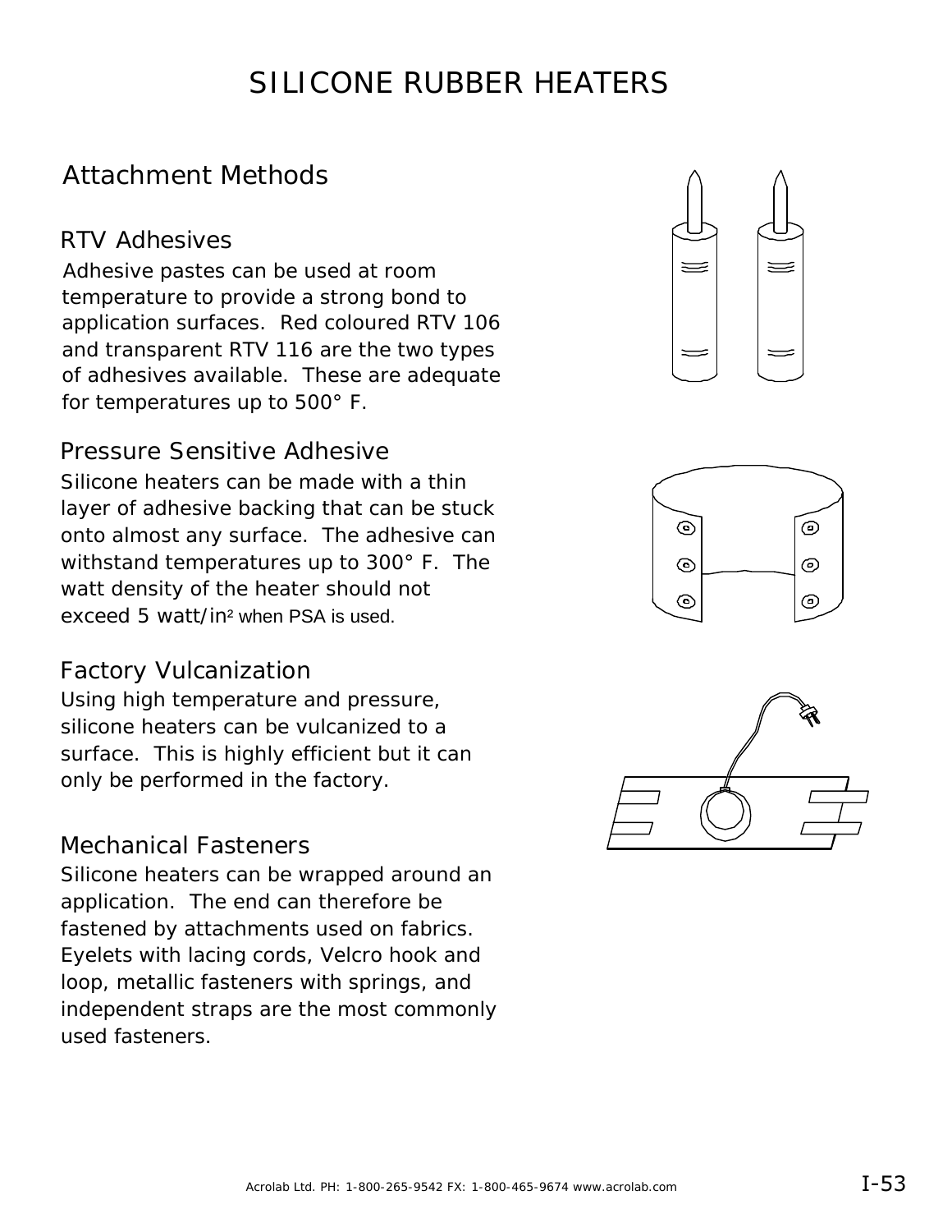# SILICONE RUBBER HEATERS

## Attachment Methods

### RTV Adhesives

Adhesive pastes can be used at room temperature to provide a strong bond to application surfaces. Red coloured RTV 106 and transparent RTV 116 are the two types of adhesives available. These are adequate for temperatures up to 500° F.

### Pressure Sensitive Adhesive

Silicone heaters can be made with a thin layer of adhesive backing that can be stuck onto almost any surface. The adhesive can withstand temperatures up to 300° F. The watt density of the heater should not exceed 5 watt/in$^2$ when PSA is used.

### Factory Vulcanization

Using high temperature and pressure, silicone heaters can be vulcanized to a surface. This is highly efficient but it can only be performed in the factory.

### Mechanical Fasteners

Silicone heaters can be wrapped around an application. The end can therefore be fastened by attachments used on fabrics. Eyelets with lacing cords, Velcro hook and loop, metallic fasteners with springs, and independent straps are the most commonly used fasteners.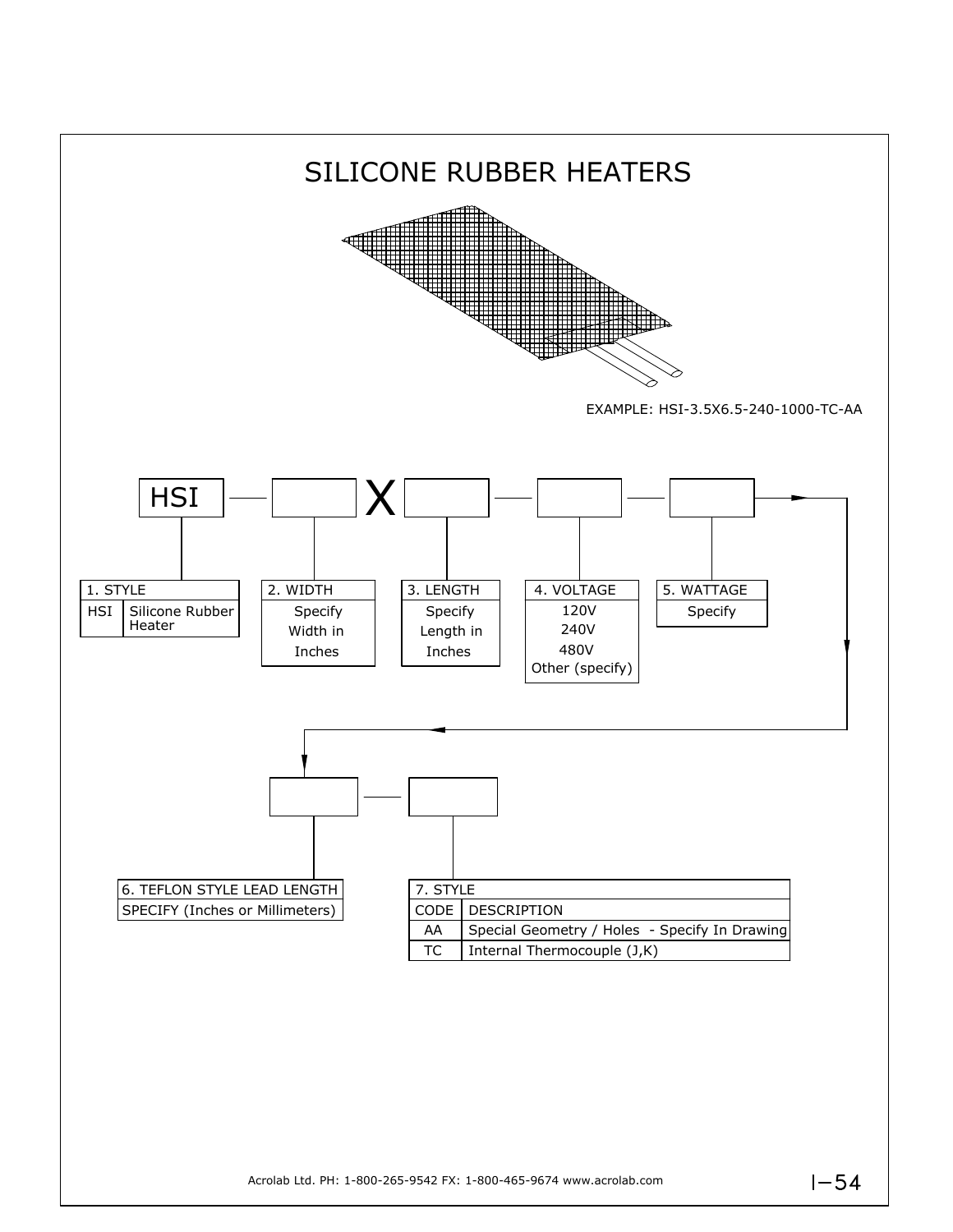# SILICONE RUBBER HEATERS

EXAMPLE: HSI-3.5X6.5-240-1000-TC-AA

HSI — [ ] X [ ] — [ ] — [ ] — [ ] — [ ]

| 1. STYLE | |
|---|---|
| HSI | Silicone Rubber Heater |

| 2. WIDTH |
|---|
| Specify Width in Inches |

| 3. LENGTH |
|---|
| Specify Length in Inches |

| 4. VOLTAGE |
|---|
| 120V |
| 240V |
| 480V |
| Other (specify) |

| 5. WATTAGE |
|---|
| Specify |

| 6. TEFLON STYLE LEAD LENGTH |
|---|
| SPECIFY (Inches or Millimeters) |

**7. STYLE**

| CODE | DESCRIPTION |
|---|---|
| AA | Special Geometry / Holes - Specify In Drawing |
| TC | Internal Thermocouple (J,K) |

Acrolab Ltd. PH: 1-800-265-9542 FX: 1-800-465-9674 www.acrolab.com